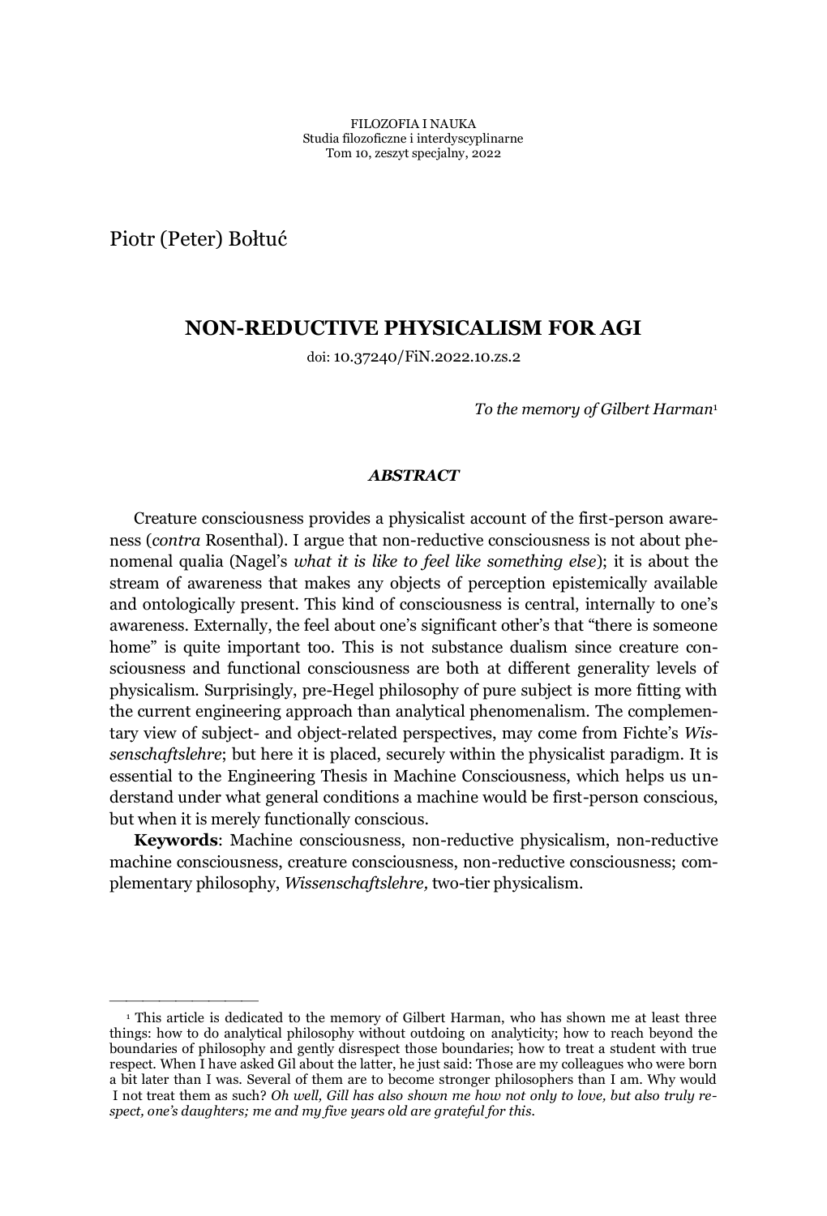FILOZOFIA I NAUKA
Studia filozoficzne i interdyscyplinarne
Tom 10, zeszyt specjalny, 2022

Piotr (Peter) Bołtuć

# NON-REDUCTIVE PHYSICALISM FOR AGI

doi: 10.37240/FiN.2022.10.zs.2

*To the memory of Gilbert Harman*[1]

***ABSTRACT***

Creature consciousness provides a physicalist account of the first-person awareness (*contra* Rosenthal). I argue that non-reductive consciousness is not about phenomenal qualia (Nagel's *what it is like to feel like something else*); it is about the stream of awareness that makes any objects of perception epistemically available and ontologically present. This kind of consciousness is central, internally to one's awareness. Externally, the feel about one's significant other's that "there is someone home" is quite important too. This is not substance dualism since creature consciousness and functional consciousness are both at different generality levels of physicalism. Surprisingly, pre-Hegel philosophy of pure subject is more fitting with the current engineering approach than analytical phenomenalism. The complementary view of subject- and object-related perspectives, may come from Fichte's *Wissenschaftslehre*; but here it is placed, securely within the physicalist paradigm. It is essential to the Engineering Thesis in Machine Consciousness, which helps us understand under what general conditions a machine would be first-person conscious, but when it is merely functionally conscious.

**Keywords**: Machine consciousness, non-reductive physicalism, non-reductive machine consciousness, creature consciousness, non-reductive consciousness; complementary philosophy, *Wissenschaftslehre,* two-tier physicalism.

---

[1] This article is dedicated to the memory of Gilbert Harman, who has shown me at least three things: how to do analytical philosophy without outdoing on analyticity; how to reach beyond the boundaries of philosophy and gently disrespect those boundaries; how to treat a student with true respect. When I have asked Gil about the latter, he just said: Those are my colleagues who were born a bit later than I was. Several of them are to become stronger philosophers than I am. Why would I not treat them as such? *Oh well, Gill has also shown me how not only to love, but also truly respect, one's daughters; me and my five years old are grateful for this.*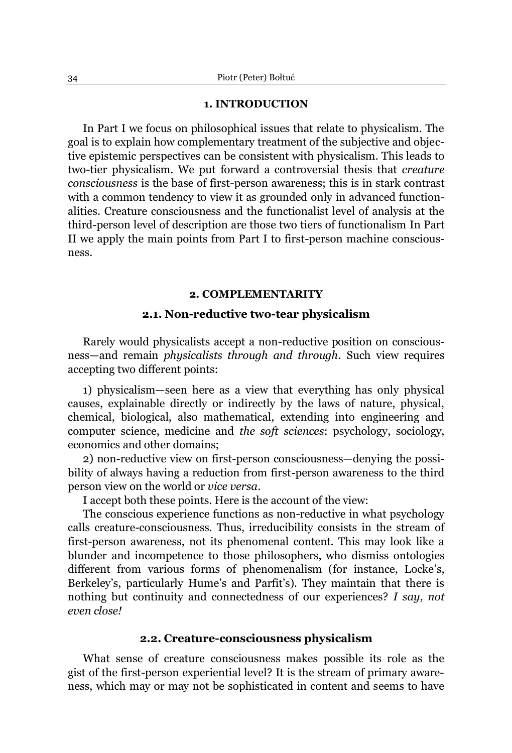## 1. INTRODUCTION

In Part I we focus on philosophical issues that relate to physicalism. The goal is to explain how complementary treatment of the subjective and objective epistemic perspectives can be consistent with physicalism. This leads to two-tier physicalism. We put forward a controversial thesis that *creature consciousness* is the base of first-person awareness; this is in stark contrast with a common tendency to view it as grounded only in advanced functionalities. Creature consciousness and the functionalist level of analysis at the third-person level of description are those two tiers of functionalism In Part II we apply the main points from Part I to first-person machine consciousness.

## 2. COMPLEMENTARITY

### 2.1. Non-reductive two-tear physicalism

Rarely would physicalists accept a non-reductive position on consciousness—and remain *physicalists through and through*. Such view requires accepting two different points:

1) physicalism—seen here as a view that everything has only physical causes, explainable directly or indirectly by the laws of nature, physical, chemical, biological, also mathematical, extending into engineering and computer science, medicine and *the soft sciences*: psychology, sociology, economics and other domains;

2) non-reductive view on first-person consciousness—denying the possibility of always having a reduction from first-person awareness to the third person view on the world or *vice versa*.

I accept both these points. Here is the account of the view:

The conscious experience functions as non-reductive in what psychology calls creature-consciousness. Thus, irreducibility consists in the stream of first-person awareness, not its phenomenal content. This may look like a blunder and incompetence to those philosophers, who dismiss ontologies different from various forms of phenomenalism (for instance, Locke's, Berkeley's, particularly Hume's and Parfit's). They maintain that there is nothing but continuity and connectedness of our experiences? *I say, not even close!*

### 2.2. Creature-consciousness physicalism

What sense of creature consciousness makes possible its role as the gist of the first-person experiential level? It is the stream of primary awareness, which may or may not be sophisticated in content and seems to have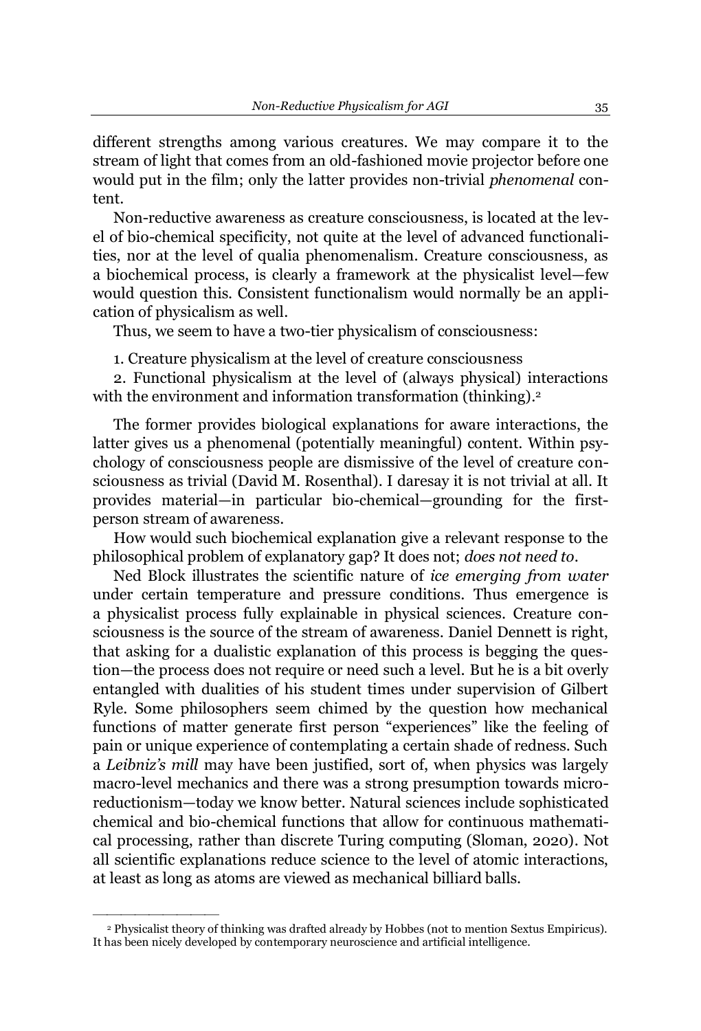different strengths among various creatures. We may compare it to the stream of light that comes from an old-fashioned movie projector before one would put in the film; only the latter provides non-trivial *phenomenal* content.

Non-reductive awareness as creature consciousness, is located at the level of bio-chemical specificity, not quite at the level of advanced functionalities, nor at the level of qualia phenomenalism. Creature consciousness, as a biochemical process, is clearly a framework at the physicalist level—few would question this. Consistent functionalism would normally be an application of physicalism as well.

Thus, we seem to have a two-tier physicalism of consciousness:

1. Creature physicalism at the level of creature consciousness
2. Functional physicalism at the level of (always physical) interactions with the environment and information transformation (thinking).[2]

The former provides biological explanations for aware interactions, the latter gives us a phenomenal (potentially meaningful) content. Within psychology of consciousness people are dismissive of the level of creature consciousness as trivial (David M. Rosenthal). I daresay it is not trivial at all. It provides material—in particular bio-chemical—grounding for the first-person stream of awareness.

How would such biochemical explanation give a relevant response to the philosophical problem of explanatory gap? It does not; *does not need to*.

Ned Block illustrates the scientific nature of *ice emerging from water* under certain temperature and pressure conditions. Thus emergence is a physicalist process fully explainable in physical sciences. Creature consciousness is the source of the stream of awareness. Daniel Dennett is right, that asking for a dualistic explanation of this process is begging the question—the process does not require or need such a level. But he is a bit overly entangled with dualities of his student times under supervision of Gilbert Ryle. Some philosophers seem chimed by the question how mechanical functions of matter generate first person "experiences" like the feeling of pain or unique experience of contemplating a certain shade of redness. Such a *Leibniz's mill* may have been justified, sort of, when physics was largely macro-level mechanics and there was a strong presumption towards micro-reductionism—today we know better. Natural sciences include sophisticated chemical and bio-chemical functions that allow for continuous mathematical processing, rather than discrete Turing computing (Sloman, 2020). Not all scientific explanations reduce science to the level of atomic interactions, at least as long as atoms are viewed as mechanical billiard balls.

---

[2] Physicalist theory of thinking was drafted already by Hobbes (not to mention Sextus Empiricus). It has been nicely developed by contemporary neuroscience and artificial intelligence.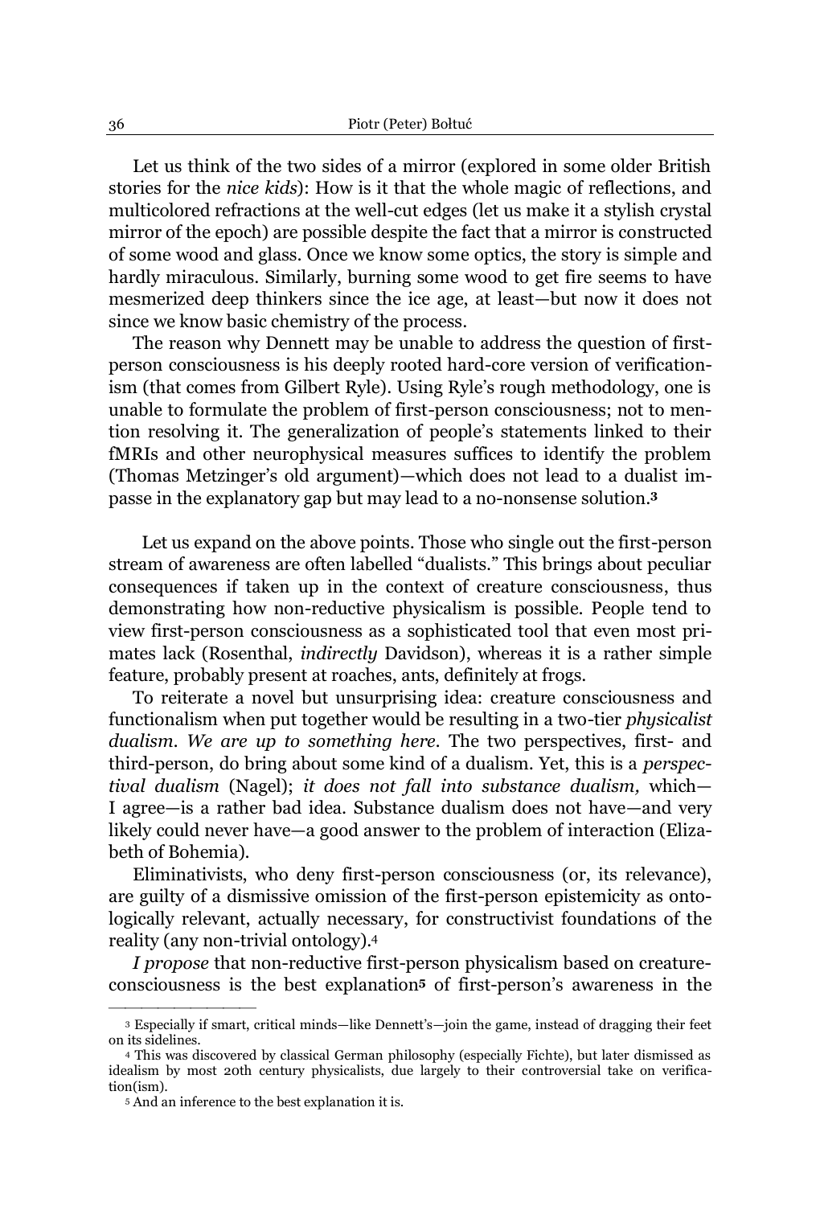Let us think of the two sides of a mirror (explored in some older British stories for the *nice kids*): How is it that the whole magic of reflections, and multicolored refractions at the well-cut edges (let us make it a stylish crystal mirror of the epoch) are possible despite the fact that a mirror is constructed of some wood and glass. Once we know some optics, the story is simple and hardly miraculous. Similarly, burning some wood to get fire seems to have mesmerized deep thinkers since the ice age, at least—but now it does not since we know basic chemistry of the process.

The reason why Dennett may be unable to address the question of first-person consciousness is his deeply rooted hard-core version of verificationism (that comes from Gilbert Ryle). Using Ryle's rough methodology, one is unable to formulate the problem of first-person consciousness; not to mention resolving it. The generalization of people's statements linked to their fMRIs and other neurophysical measures suffices to identify the problem (Thomas Metzinger's old argument)—which does not lead to a dualist impasse in the explanatory gap but may lead to a no-nonsense solution.[3]

Let us expand on the above points. Those who single out the first-person stream of awareness are often labelled "dualists." This brings about peculiar consequences if taken up in the context of creature consciousness, thus demonstrating how non-reductive physicalism is possible. People tend to view first-person consciousness as a sophisticated tool that even most primates lack (Rosenthal, *indirectly* Davidson), whereas it is a rather simple feature, probably present at roaches, ants, definitely at frogs.

To reiterate a novel but unsurprising idea: creature consciousness and functionalism when put together would be resulting in a two-tier *physicalist dualism*. *We are up to something here*. The two perspectives, first- and third-person, do bring about some kind of a dualism. Yet, this is a *perspectival dualism* (Nagel); *it does not fall into substance dualism,* which—I agree—is a rather bad idea. Substance dualism does not have—and very likely could never have—a good answer to the problem of interaction (Elizabeth of Bohemia).

Eliminativists, who deny first-person consciousness (or, its relevance), are guilty of a dismissive omission of the first-person epistemicity as ontologically relevant, actually necessary, for constructivist foundations of the reality (any non-trivial ontology).[4]

*I propose* that non-reductive first-person physicalism based on creature-consciousness is the best explanation[5] of first-person's awareness in the

---

[3] Especially if smart, critical minds—like Dennett's—join the game, instead of dragging their feet on its sidelines.

[4] This was discovered by classical German philosophy (especially Fichte), but later dismissed as idealism by most 20th century physicalists, due largely to their controversial take on verification(ism).

[5] And an inference to the best explanation it is.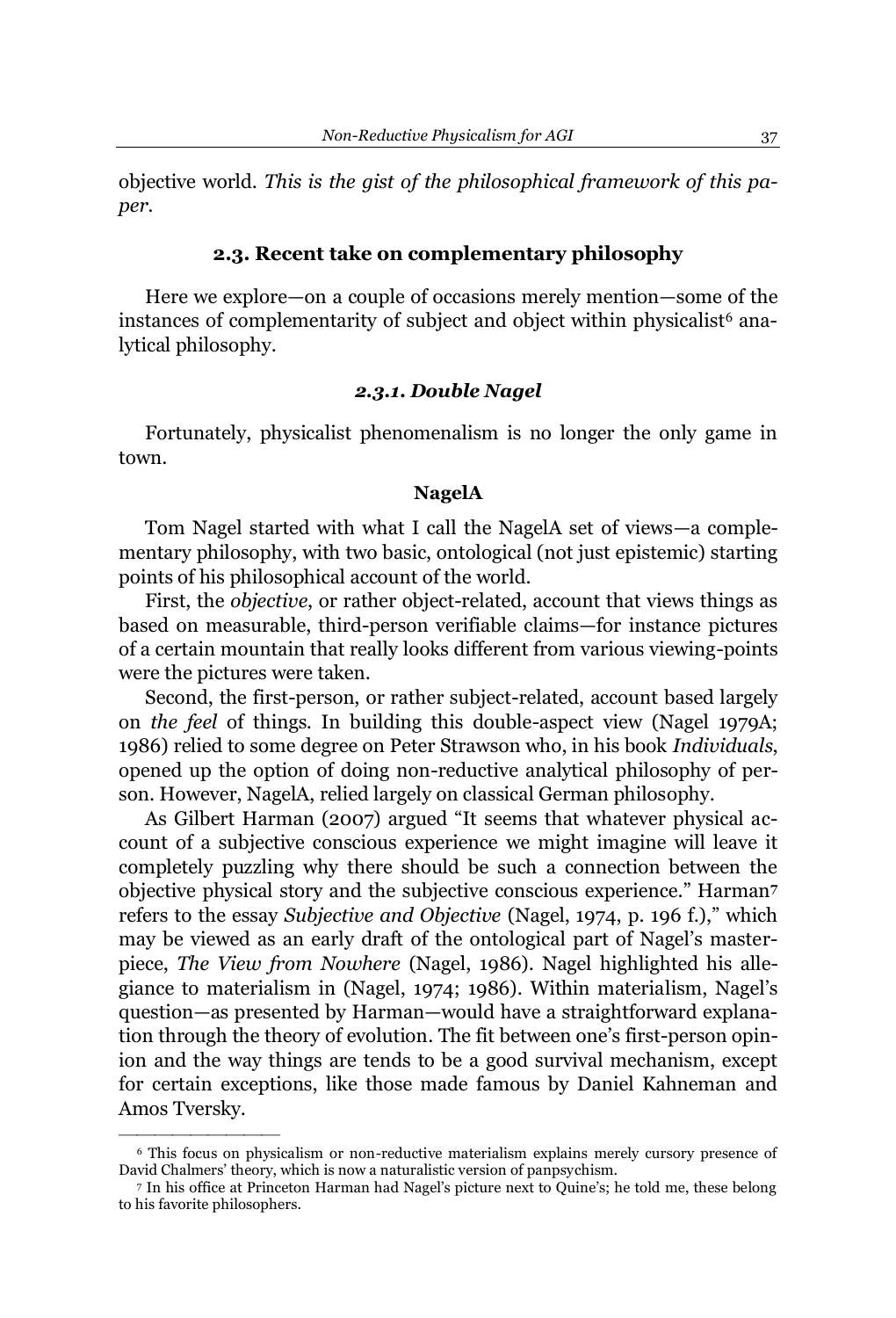objective world. *This is the gist of the philosophical framework of this paper.*

### 2.3. Recent take on complementary philosophy

Here we explore—on a couple of occasions merely mention—some of the instances of complementarity of subject and object within physicalist[6] analytical philosophy.

#### *2.3.1. Double Nagel*

Fortunately, physicalist phenomenalism is no longer the only game in town.

**NagelA**

Tom Nagel started with what I call the NagelA set of views—a complementary philosophy, with two basic, ontological (not just epistemic) starting points of his philosophical account of the world.

First, the *objective*, or rather object-related, account that views things as based on measurable, third-person verifiable claims—for instance pictures of a certain mountain that really looks different from various viewing-points were the pictures were taken.

Second, the first-person, or rather subject-related, account based largely on *the feel* of things. In building this double-aspect view (Nagel 1979A; 1986) relied to some degree on Peter Strawson who, in his book *Individuals*, opened up the option of doing non-reductive analytical philosophy of person. However, NagelA, relied largely on classical German philosophy.

As Gilbert Harman (2007) argued "It seems that whatever physical account of a subjective conscious experience we might imagine will leave it completely puzzling why there should be such a connection between the objective physical story and the subjective conscious experience." Harman[7] refers to the essay *Subjective and Objective* (Nagel, 1974, p. 196 f.)," which may be viewed as an early draft of the ontological part of Nagel's masterpiece, *The View from Nowhere* (Nagel, 1986). Nagel highlighted his allegiance to materialism in (Nagel, 1974; 1986). Within materialism, Nagel's question—as presented by Harman—would have a straightforward explanation through the theory of evolution. The fit between one's first-person opinion and the way things are tends to be a good survival mechanism, except for certain exceptions, like those made famous by Daniel Kahneman and Amos Tversky.

---

[6] This focus on physicalism or non-reductive materialism explains merely cursory presence of David Chalmers' theory, which is now a naturalistic version of panpsychism.

[7] In his office at Princeton Harman had Nagel's picture next to Quine's; he told me, these belong to his favorite philosophers.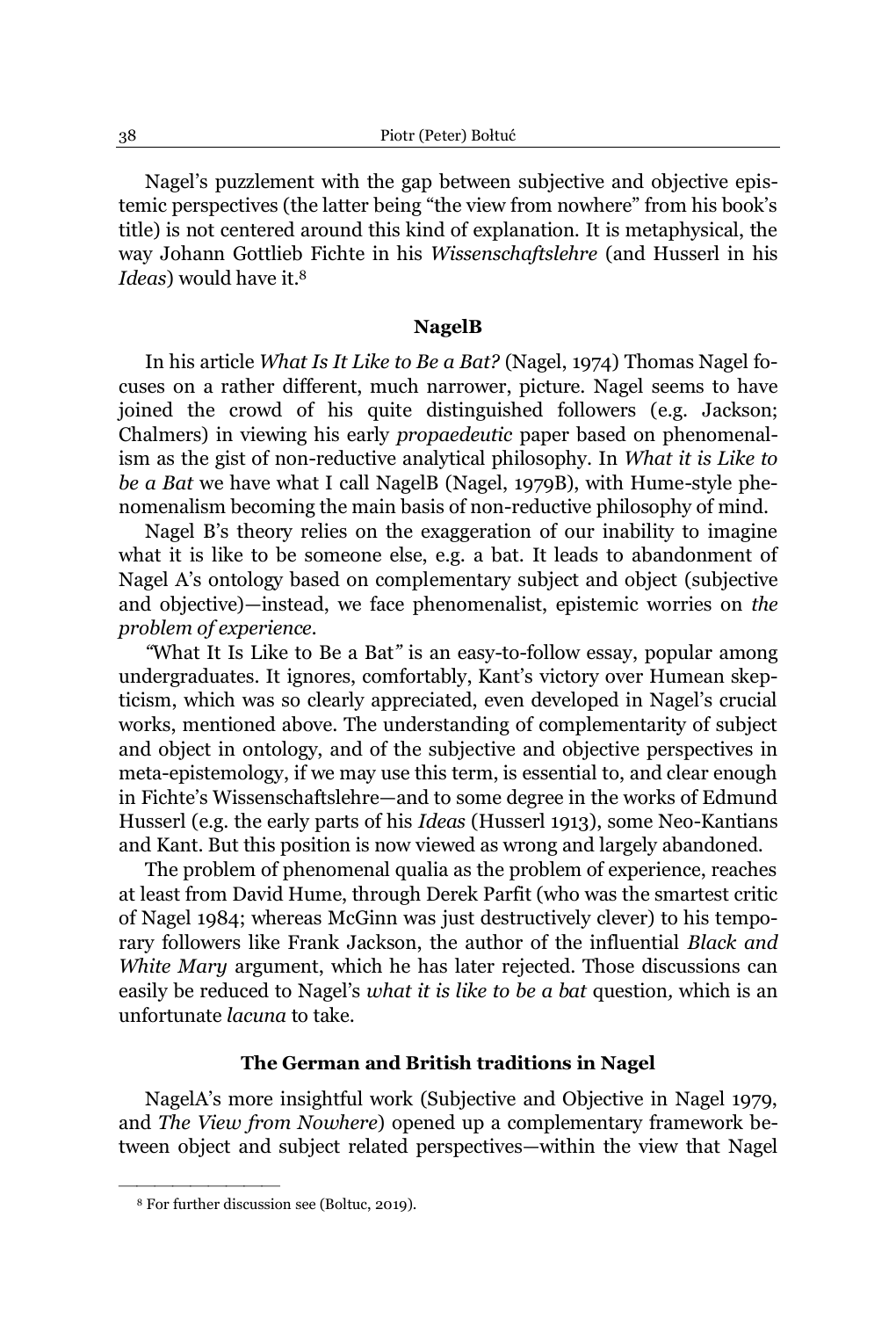Nagel's puzzlement with the gap between subjective and objective epistemic perspectives (the latter being "the view from nowhere" from his book's title) is not centered around this kind of explanation. It is metaphysical, the way Johann Gottlieb Fichte in his *Wissenschaftslehre* (and Husserl in his *Ideas*) would have it.[8]

## NagelB

In his article *What Is It Like to Be a Bat?* (Nagel, 1974) Thomas Nagel focuses on a rather different, much narrower, picture. Nagel seems to have joined the crowd of his quite distinguished followers (e.g. Jackson; Chalmers) in viewing his early *propaedeutic* paper based on phenomenalism as the gist of non-reductive analytical philosophy. In *What it is Like to be a Bat* we have what I call NagelB (Nagel, 1979B), with Hume-style phenomenalism becoming the main basis of non-reductive philosophy of mind.

Nagel B's theory relies on the exaggeration of our inability to imagine what it is like to be someone else, e.g. a bat. It leads to abandonment of Nagel A's ontology based on complementary subject and object (subjective and objective)—instead, we face phenomenalist, epistemic worries on *the problem of experience*.

*"*What It Is Like to Be a Bat*"* is an easy-to-follow essay, popular among undergraduates. It ignores, comfortably, Kant's victory over Humean skepticism, which was so clearly appreciated, even developed in Nagel's crucial works, mentioned above. The understanding of complementarity of subject and object in ontology, and of the subjective and objective perspectives in meta-epistemology, if we may use this term, is essential to, and clear enough in Fichte's Wissenschaftslehre—and to some degree in the works of Edmund Husserl (e.g. the early parts of his *Ideas* (Husserl 1913), some Neo-Kantians and Kant. But this position is now viewed as wrong and largely abandoned.

The problem of phenomenal qualia as the problem of experience, reaches at least from David Hume, through Derek Parfit (who was the smartest critic of Nagel 1984; whereas McGinn was just destructively clever) to his temporary followers like Frank Jackson, the author of the influential *Black and White Mary* argument, which he has later rejected. Those discussions can easily be reduced to Nagel's *what it is like to be a bat* question*,* which is an unfortunate *lacuna* to take.

## The German and British traditions in Nagel

NagelA's more insightful work (Subjective and Objective in Nagel 1979, and *The View from Nowhere*) opened up a complementary framework between object and subject related perspectives—within the view that Nagel

[8] For further discussion see (Boltuc, 2019).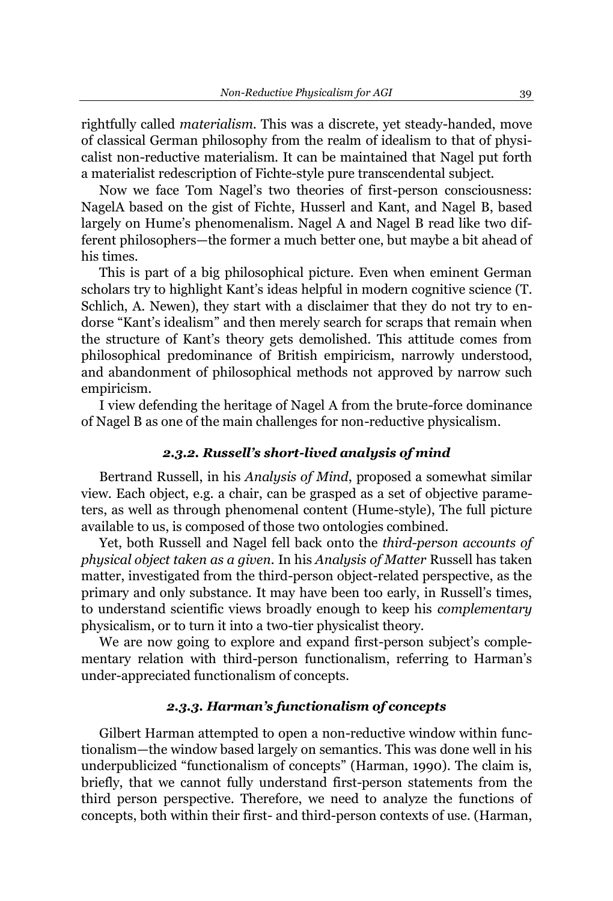rightfully called *materialism*. This was a discrete, yet steady-handed, move of classical German philosophy from the realm of idealism to that of physicalist non-reductive materialism. It can be maintained that Nagel put forth a materialist redescription of Fichte-style pure transcendental subject.

Now we face Tom Nagel's two theories of first-person consciousness: NagelA based on the gist of Fichte, Husserl and Kant, and Nagel B, based largely on Hume's phenomenalism. Nagel A and Nagel B read like two different philosophers—the former a much better one, but maybe a bit ahead of his times.

This is part of a big philosophical picture. Even when eminent German scholars try to highlight Kant's ideas helpful in modern cognitive science (T. Schlich, A. Newen), they start with a disclaimer that they do not try to endorse "Kant's idealism" and then merely search for scraps that remain when the structure of Kant's theory gets demolished. This attitude comes from philosophical predominance of British empiricism, narrowly understood, and abandonment of philosophical methods not approved by narrow such empiricism.

I view defending the heritage of Nagel A from the brute-force dominance of Nagel B as one of the main challenges for non-reductive physicalism.

### *2.3.2. Russell's short-lived analysis of mind*

Bertrand Russell, in his *Analysis of Mind*, proposed a somewhat similar view. Each object, e.g. a chair, can be grasped as a set of objective parameters, as well as through phenomenal content (Hume-style), The full picture available to us, is composed of those two ontologies combined.

Yet, both Russell and Nagel fell back onto the *third-person accounts of physical object taken as a given*. In his *Analysis of Matter* Russell has taken matter, investigated from the third-person object-related perspective, as the primary and only substance. It may have been too early, in Russell's times, to understand scientific views broadly enough to keep his *complementary* physicalism, or to turn it into a two-tier physicalist theory.

We are now going to explore and expand first-person subject's complementary relation with third-person functionalism, referring to Harman's under-appreciated functionalism of concepts.

### *2.3.3. Harman's functionalism of concepts*

Gilbert Harman attempted to open a non-reductive window within functionalism—the window based largely on semantics. This was done well in his underpublicized "functionalism of concepts" (Harman, 1990). The claim is, briefly, that we cannot fully understand first-person statements from the third person perspective. Therefore, we need to analyze the functions of concepts, both within their first- and third-person contexts of use. (Harman,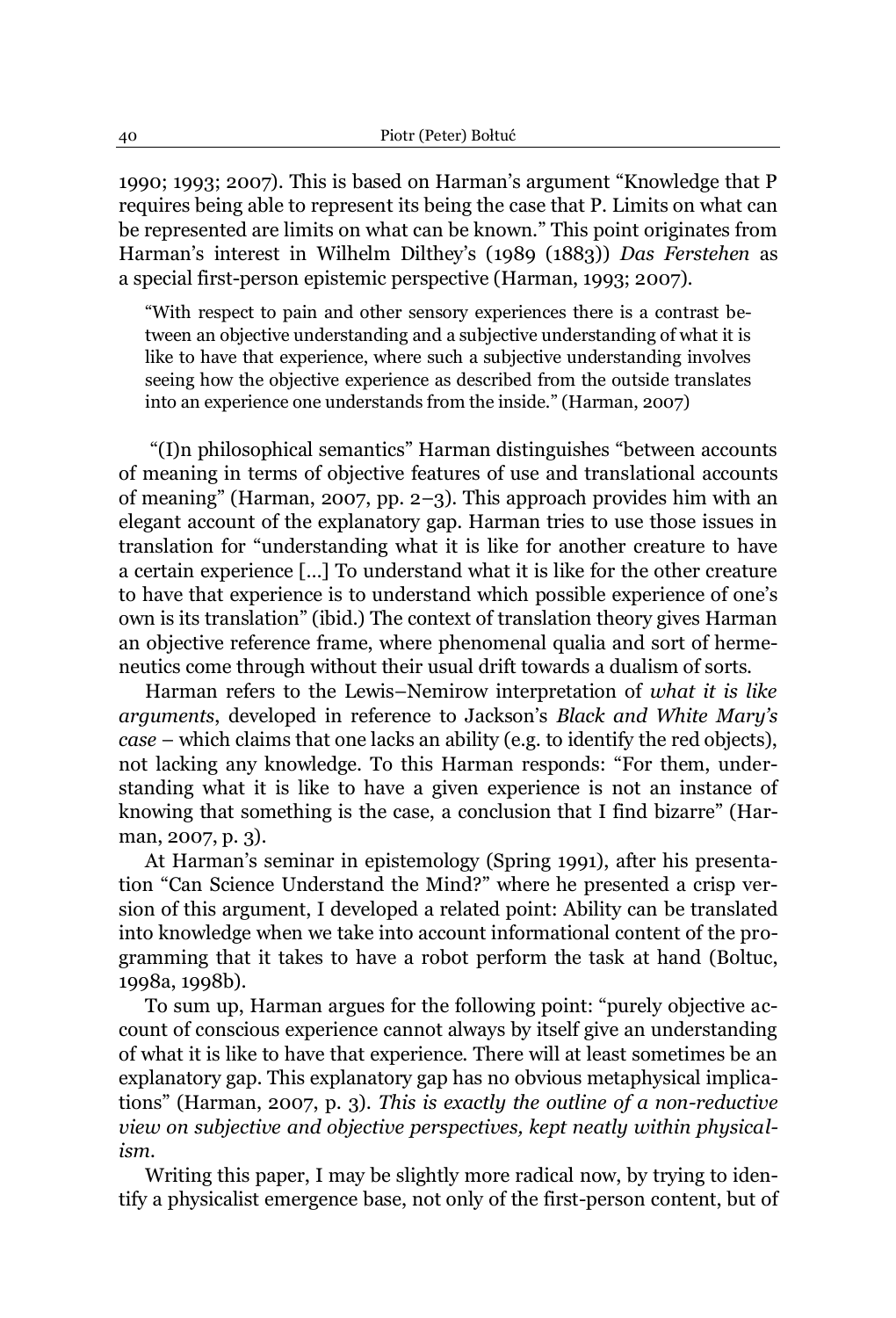1990; 1993; 2007). This is based on Harman's argument "Knowledge that P requires being able to represent its being the case that P. Limits on what can be represented are limits on what can be known." This point originates from Harman's interest in Wilhelm Dilthey's (1989 (1883)) *Das Ferstehen* as a special first-person epistemic perspective (Harman, 1993; 2007).

> "With respect to pain and other sensory experiences there is a contrast between an objective understanding and a subjective understanding of what it is like to have that experience, where such a subjective understanding involves seeing how the objective experience as described from the outside translates into an experience one understands from the inside." (Harman, 2007)

"(I)n philosophical semantics" Harman distinguishes "between accounts of meaning in terms of objective features of use and translational accounts of meaning" (Harman, 2007, pp. 2–3). This approach provides him with an elegant account of the explanatory gap. Harman tries to use those issues in translation for "understanding what it is like for another creature to have a certain experience […] To understand what it is like for the other creature to have that experience is to understand which possible experience of one's own is its translation" (ibid.) The context of translation theory gives Harman an objective reference frame, where phenomenal qualia and sort of hermeneutics come through without their usual drift towards a dualism of sorts.

Harman refers to the Lewis–Nemirow interpretation of *what it is like arguments*, developed in reference to Jackson's *Black and White Mary's case* – which claims that one lacks an ability (e.g. to identify the red objects), not lacking any knowledge. To this Harman responds: "For them, understanding what it is like to have a given experience is not an instance of knowing that something is the case, a conclusion that I find bizarre" (Harman, 2007, p. 3).

At Harman's seminar in epistemology (Spring 1991), after his presentation "Can Science Understand the Mind?" where he presented a crisp version of this argument, I developed a related point: Ability can be translated into knowledge when we take into account informational content of the programming that it takes to have a robot perform the task at hand (Boltuc, 1998a, 1998b).

To sum up, Harman argues for the following point: "purely objective account of conscious experience cannot always by itself give an understanding of what it is like to have that experience. There will at least sometimes be an explanatory gap. This explanatory gap has no obvious metaphysical implications" (Harman, 2007, p. 3). *This is exactly the outline of a non-reductive view on subjective and objective perspectives, kept neatly within physicalism.*

Writing this paper, I may be slightly more radical now, by trying to identify a physicalist emergence base, not only of the first-person content, but of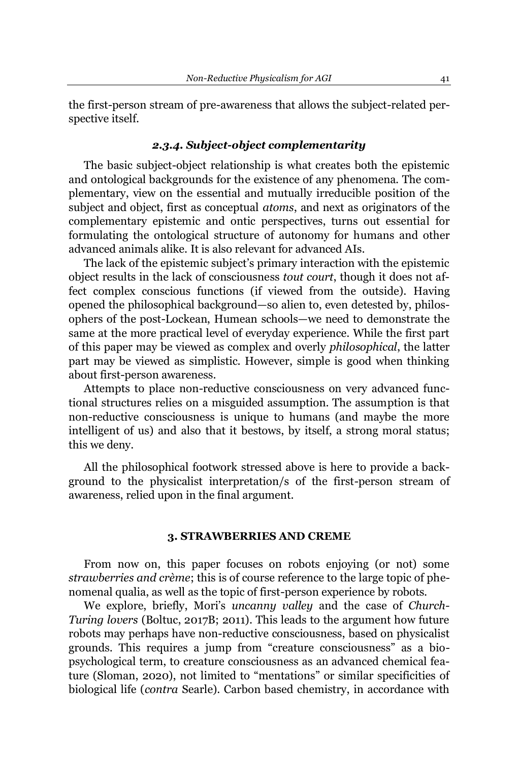the first-person stream of pre-awareness that allows the subject-related perspective itself.

### *2.3.4. Subject-object complementarity*

The basic subject-object relationship is what creates both the epistemic and ontological backgrounds for the existence of any phenomena. The complementary, view on the essential and mutually irreducible position of the subject and object, first as conceptual *atoms*, and next as originators of the complementary epistemic and ontic perspectives, turns out essential for formulating the ontological structure of autonomy for humans and other advanced animals alike. It is also relevant for advanced AIs.

The lack of the epistemic subject's primary interaction with the epistemic object results in the lack of consciousness *tout court*, though it does not affect complex conscious functions (if viewed from the outside). Having opened the philosophical background—so alien to, even detested by, philosophers of the post-Lockean, Humean schools—we need to demonstrate the same at the more practical level of everyday experience. While the first part of this paper may be viewed as complex and overly *philosophical*, the latter part may be viewed as simplistic. However, simple is good when thinking about first-person awareness.

Attempts to place non-reductive consciousness on very advanced functional structures relies on a misguided assumption. The assumption is that non-reductive consciousness is unique to humans (and maybe the more intelligent of us) and also that it bestows, by itself, a strong moral status; this we deny.

All the philosophical footwork stressed above is here to provide a background to the physicalist interpretation/s of the first-person stream of awareness, relied upon in the final argument.

## 3. STRAWBERRIES AND CREME

From now on, this paper focuses on robots enjoying (or not) some *strawberries and crème*; this is of course reference to the large topic of phenomenal qualia, as well as the topic of first-person experience by robots.

We explore, briefly, Mori's *uncanny valley* and the case of *Church-Turing lovers* (Boltuc, 2017B; 2011). This leads to the argument how future robots may perhaps have non-reductive consciousness, based on physicalist grounds. This requires a jump from "creature consciousness" as a bio-psychological term, to creature consciousness as an advanced chemical feature (Sloman, 2020), not limited to "mentations" or similar specificities of biological life (*contra* Searle). Carbon based chemistry, in accordance with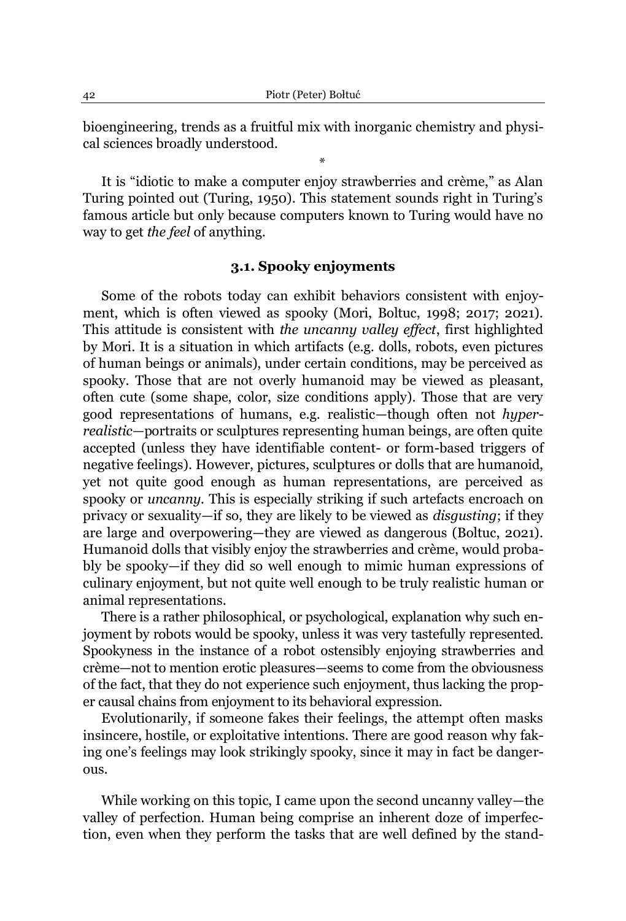bioengineering, trends as a fruitful mix with inorganic chemistry and physical sciences broadly understood.

*

It is "idiotic to make a computer enjoy strawberries and crème," as Alan Turing pointed out (Turing, 1950). This statement sounds right in Turing's famous article but only because computers known to Turing would have no way to get *the feel* of anything.

### 3.1. Spooky enjoyments

Some of the robots today can exhibit behaviors consistent with enjoyment, which is often viewed as spooky (Mori, Boltuc, 1998; 2017; 2021). This attitude is consistent with *the uncanny valley effect*, first highlighted by Mori. It is a situation in which artifacts (e.g. dolls, robots, even pictures of human beings or animals), under certain conditions, may be perceived as spooky. Those that are not overly humanoid may be viewed as pleasant, often cute (some shape, color, size conditions apply). Those that are very good representations of humans, e.g. realistic—though often not *hyper-realistic*—portraits or sculptures representing human beings, are often quite accepted (unless they have identifiable content- or form-based triggers of negative feelings). However, pictures, sculptures or dolls that are humanoid, yet not quite good enough as human representations, are perceived as spooky or *uncanny*. This is especially striking if such artefacts encroach on privacy or sexuality—if so, they are likely to be viewed as *disgusting*; if they are large and overpowering—they are viewed as dangerous (Boltuc, 2021). Humanoid dolls that visibly enjoy the strawberries and crème, would probably be spooky—if they did so well enough to mimic human expressions of culinary enjoyment, but not quite well enough to be truly realistic human or animal representations.

There is a rather philosophical, or psychological, explanation why such enjoyment by robots would be spooky, unless it was very tastefully represented. Spookyness in the instance of a robot ostensibly enjoying strawberries and crème—not to mention erotic pleasures—seems to come from the obviousness of the fact, that they do not experience such enjoyment, thus lacking the proper causal chains from enjoyment to its behavioral expression.

Evolutionarily, if someone fakes their feelings, the attempt often masks insincere, hostile, or exploitative intentions. There are good reason why faking one's feelings may look strikingly spooky, since it may in fact be dangerous.

While working on this topic, I came upon the second uncanny valley—the valley of perfection. Human being comprise an inherent doze of imperfection, even when they perform the tasks that are well defined by the stand-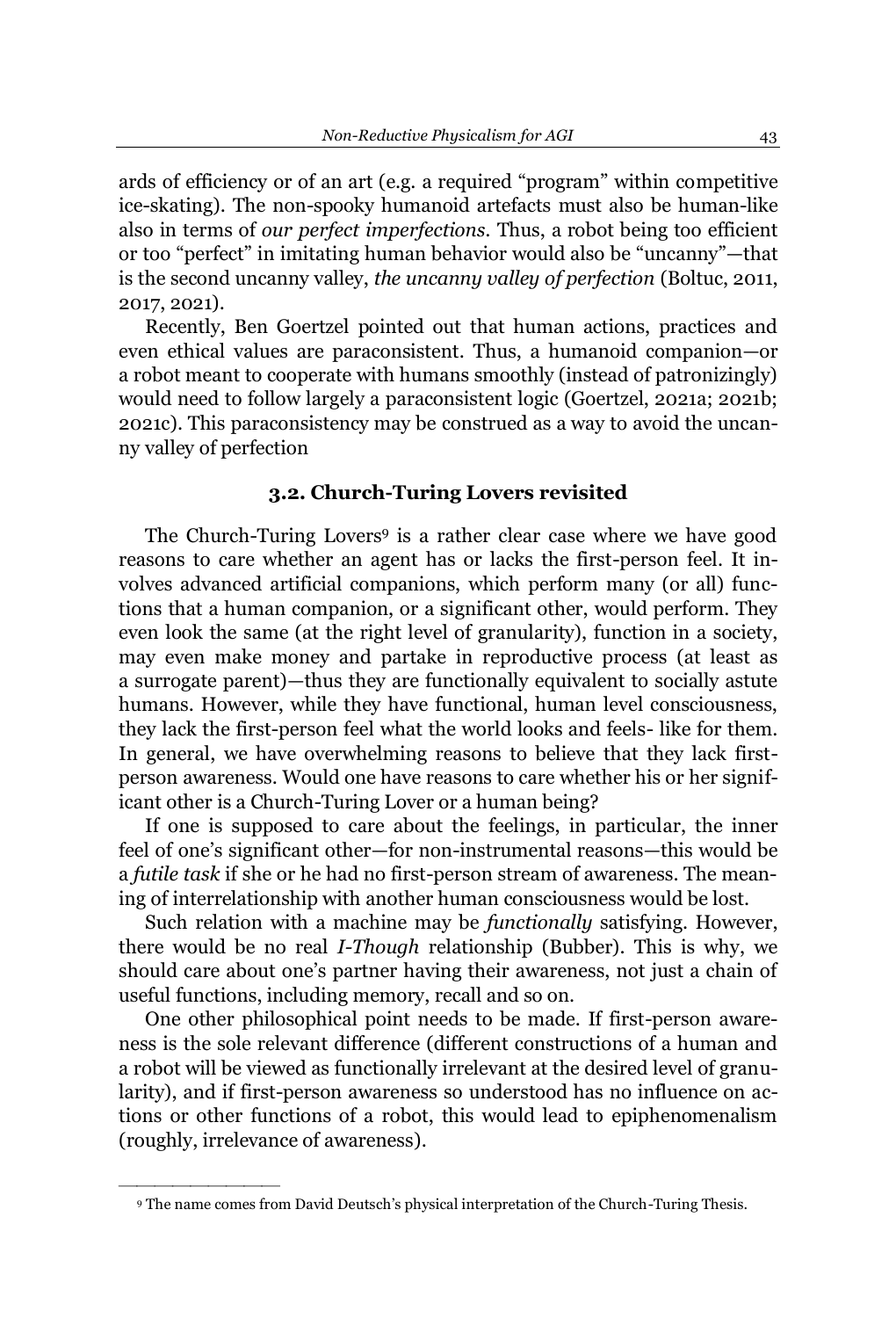ards of efficiency or of an art (e.g. a required "program" within competitive ice-skating). The non-spooky humanoid artefacts must also be human-like also in terms of *our perfect imperfections*. Thus, a robot being too efficient or too "perfect" in imitating human behavior would also be "uncanny"—that is the second uncanny valley, *the uncanny valley of perfection* (Boltuc, 2011, 2017, 2021).

Recently, Ben Goertzel pointed out that human actions, practices and even ethical values are paraconsistent. Thus, a humanoid companion—or a robot meant to cooperate with humans smoothly (instead of patronizingly) would need to follow largely a paraconsistent logic (Goertzel, 2021a; 2021b; 2021c). This paraconsistency may be construed as a way to avoid the uncanny valley of perfection

### 3.2. Church-Turing Lovers revisited

The Church-Turing Lovers[9] is a rather clear case where we have good reasons to care whether an agent has or lacks the first-person feel. It involves advanced artificial companions, which perform many (or all) functions that a human companion, or a significant other, would perform. They even look the same (at the right level of granularity), function in a society, may even make money and partake in reproductive process (at least as a surrogate parent)—thus they are functionally equivalent to socially astute humans. However, while they have functional, human level consciousness, they lack the first-person feel what the world looks and feels- like for them. In general, we have overwhelming reasons to believe that they lack first-person awareness. Would one have reasons to care whether his or her significant other is a Church-Turing Lover or a human being?

If one is supposed to care about the feelings, in particular, the inner feel of one's significant other—for non-instrumental reasons—this would be a *futile task* if she or he had no first-person stream of awareness. The meaning of interrelationship with another human consciousness would be lost.

Such relation with a machine may be *functionally* satisfying. However, there would be no real *I-Though* relationship (Bubber). This is why, we should care about one's partner having their awareness, not just a chain of useful functions, including memory, recall and so on.

One other philosophical point needs to be made. If first-person awareness is the sole relevant difference (different constructions of a human and a robot will be viewed as functionally irrelevant at the desired level of granularity), and if first-person awareness so understood has no influence on actions or other functions of a robot, this would lead to epiphenomenalism (roughly, irrelevance of awareness).

---

[9] The name comes from David Deutsch's physical interpretation of the Church-Turing Thesis.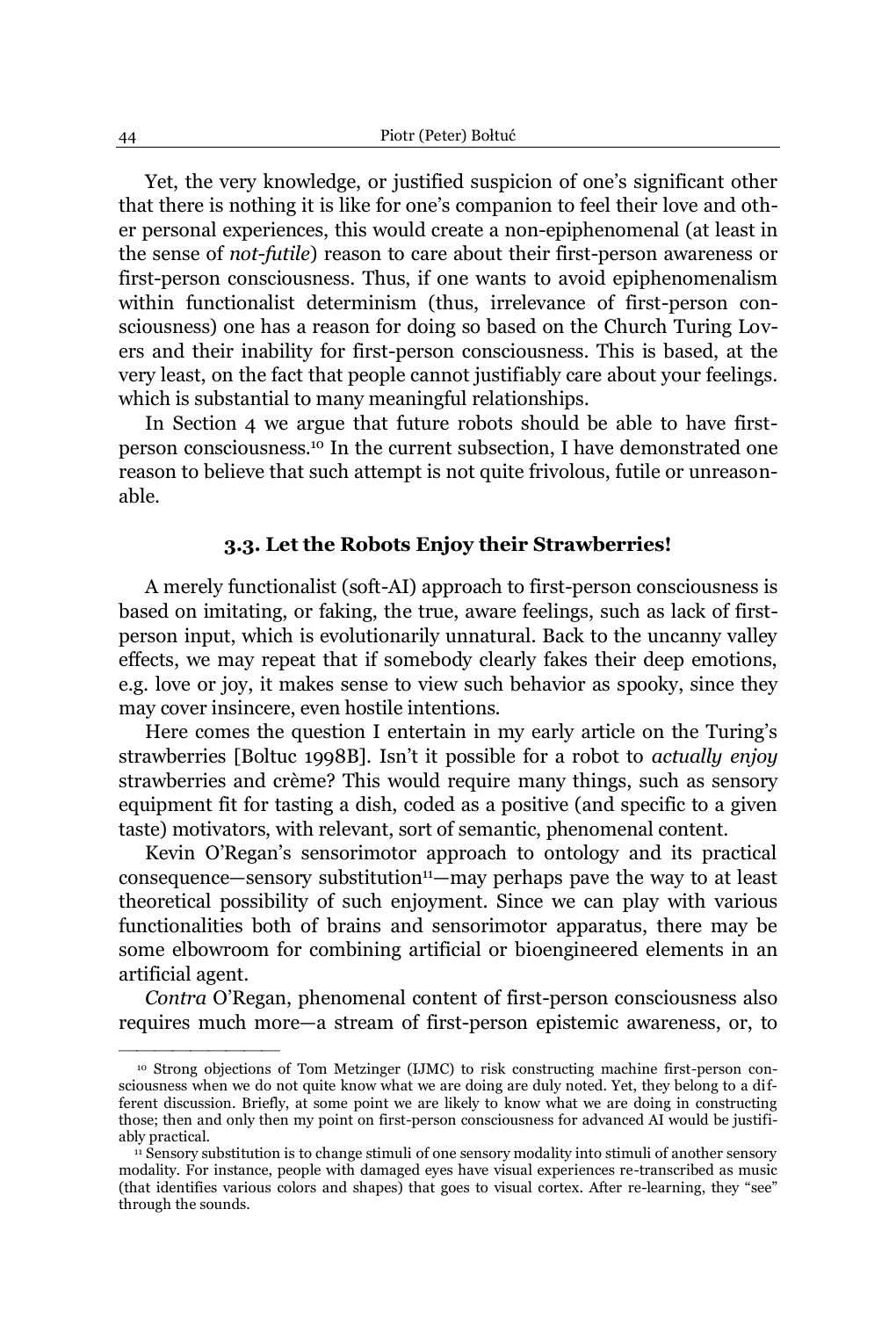Yet, the very knowledge, or justified suspicion of one's significant other that there is nothing it is like for one's companion to feel their love and other personal experiences, this would create a non-epiphenomenal (at least in the sense of *not-futile*) reason to care about their first-person awareness or first-person consciousness. Thus, if one wants to avoid epiphenomenalism within functionalist determinism (thus, irrelevance of first-person consciousness) one has a reason for doing so based on the Church Turing Lovers and their inability for first-person consciousness. This is based, at the very least, on the fact that people cannot justifiably care about your feelings. which is substantial to many meaningful relationships.

In Section 4 we argue that future robots should be able to have first-person consciousness.[10] In the current subsection, I have demonstrated one reason to believe that such attempt is not quite frivolous, futile or unreasonable.

### 3.3. Let the Robots Enjoy their Strawberries!

A merely functionalist (soft-AI) approach to first-person consciousness is based on imitating, or faking, the true, aware feelings, such as lack of first-person input, which is evolutionarily unnatural. Back to the uncanny valley effects, we may repeat that if somebody clearly fakes their deep emotions, e.g. love or joy, it makes sense to view such behavior as spooky, since they may cover insincere, even hostile intentions.

Here comes the question I entertain in my early article on the Turing's strawberries [Boltuc 1998B]. Isn't it possible for a robot to *actually enjoy* strawberries and crème? This would require many things, such as sensory equipment fit for tasting a dish, coded as a positive (and specific to a given taste) motivators, with relevant, sort of semantic, phenomenal content.

Kevin O'Regan's sensorimotor approach to ontology and its practical consequence—sensory substitution[11]—may perhaps pave the way to at least theoretical possibility of such enjoyment. Since we can play with various functionalities both of brains and sensorimotor apparatus, there may be some elbowroom for combining artificial or bioengineered elements in an artificial agent.

*Contra* O'Regan, phenomenal content of first-person consciousness also requires much more—a stream of first-person epistemic awareness, or, to

---

[10] Strong objections of Tom Metzinger (IJMC) to risk constructing machine first-person consciousness when we do not quite know what we are doing are duly noted. Yet, they belong to a different discussion. Briefly, at some point we are likely to know what we are doing in constructing those; then and only then my point on first-person consciousness for advanced AI would be justifiably practical.

[11] Sensory substitution is to change stimuli of one sensory modality into stimuli of another sensory modality. For instance, people with damaged eyes have visual experiences re-transcribed as music (that identifies various colors and shapes) that goes to visual cortex. After re-learning, they "see" through the sounds.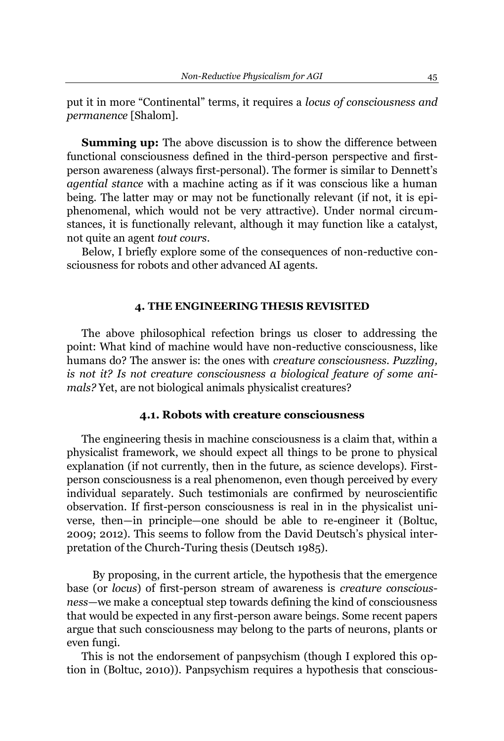put it in more "Continental" terms, it requires a *locus of consciousness and permanence* [Shalom].

**Summing up:** The above discussion is to show the difference between functional consciousness defined in the third-person perspective and first-person awareness (always first-personal). The former is similar to Dennett's *agential stance* with a machine acting as if it was conscious like a human being. The latter may or may not be functionally relevant (if not, it is epiphenomenal, which would not be very attractive). Under normal circumstances, it is functionally relevant, although it may function like a catalyst, not quite an agent *tout cours*.

Below, I briefly explore some of the consequences of non-reductive consciousness for robots and other advanced AI agents.

## 4. THE ENGINEERING THESIS REVISITED

The above philosophical refection brings us closer to addressing the point: What kind of machine would have non-reductive consciousness, like humans do? The answer is: the ones with *creature consciousness*. *Puzzling, is not it? Is not creature consciousness a biological feature of some animals?* Yet, are not biological animals physicalist creatures?

### 4.1. Robots with creature consciousness

The engineering thesis in machine consciousness is a claim that, within a physicalist framework, we should expect all things to be prone to physical explanation (if not currently, then in the future, as science develops). First-person consciousness is a real phenomenon, even though perceived by every individual separately. Such testimonials are confirmed by neuroscientific observation. If first-person consciousness is real in in the physicalist universe, then—in principle—one should be able to re-engineer it (Boltuc, 2009; 2012). This seems to follow from the David Deutsch's physical interpretation of the Church-Turing thesis (Deutsch 1985).

By proposing, in the current article, the hypothesis that the emergence base (or *locus*) of first-person stream of awareness is *creature consciousness*—we make a conceptual step towards defining the kind of consciousness that would be expected in any first-person aware beings. Some recent papers argue that such consciousness may belong to the parts of neurons, plants or even fungi.

This is not the endorsement of panpsychism (though I explored this option in (Boltuc, 2010)). Panpsychism requires a hypothesis that conscious-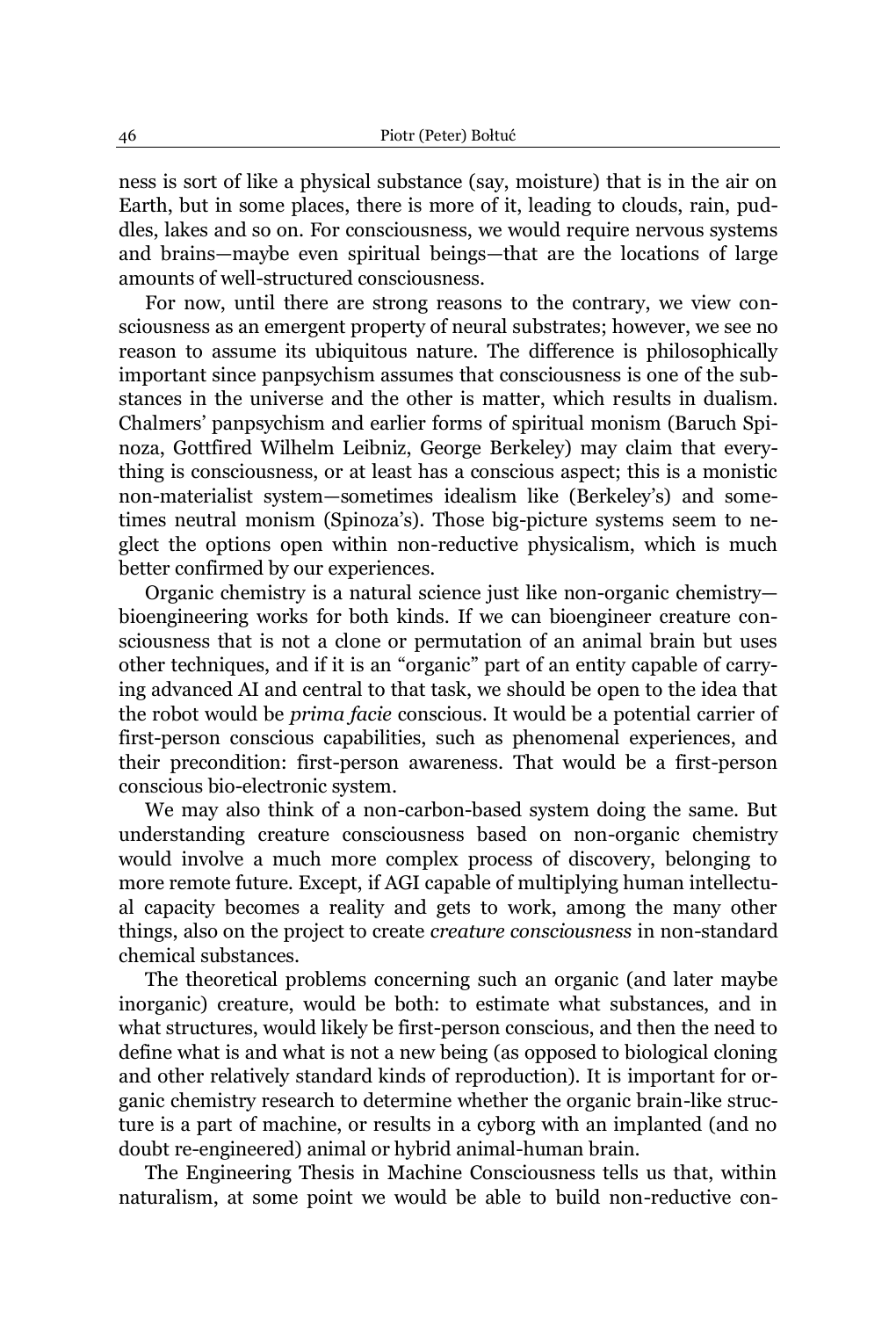ness is sort of like a physical substance (say, moisture) that is in the air on Earth, but in some places, there is more of it, leading to clouds, rain, puddles, lakes and so on. For consciousness, we would require nervous systems and brains—maybe even spiritual beings—that are the locations of large amounts of well-structured consciousness.

For now, until there are strong reasons to the contrary, we view consciousness as an emergent property of neural substrates; however, we see no reason to assume its ubiquitous nature. The difference is philosophically important since panpsychism assumes that consciousness is one of the substances in the universe and the other is matter, which results in dualism. Chalmers' panpsychism and earlier forms of spiritual monism (Baruch Spinoza, Gottfired Wilhelm Leibniz, George Berkeley) may claim that everything is consciousness, or at least has a conscious aspect; this is a monistic non-materialist system—sometimes idealism like (Berkeley's) and sometimes neutral monism (Spinoza's). Those big-picture systems seem to neglect the options open within non-reductive physicalism, which is much better confirmed by our experiences.

Organic chemistry is a natural science just like non-organic chemistry—bioengineering works for both kinds. If we can bioengineer creature consciousness that is not a clone or permutation of an animal brain but uses other techniques, and if it is an "organic" part of an entity capable of carrying advanced AI and central to that task, we should be open to the idea that the robot would be *prima facie* conscious. It would be a potential carrier of first-person conscious capabilities, such as phenomenal experiences, and their precondition: first-person awareness. That would be a first-person conscious bio-electronic system.

We may also think of a non-carbon-based system doing the same. But understanding creature consciousness based on non-organic chemistry would involve a much more complex process of discovery, belonging to more remote future. Except, if AGI capable of multiplying human intellectual capacity becomes a reality and gets to work, among the many other things, also on the project to create *creature consciousness* in non-standard chemical substances.

The theoretical problems concerning such an organic (and later maybe inorganic) creature, would be both: to estimate what substances, and in what structures, would likely be first-person conscious, and then the need to define what is and what is not a new being (as opposed to biological cloning and other relatively standard kinds of reproduction). It is important for organic chemistry research to determine whether the organic brain-like structure is a part of machine, or results in a cyborg with an implanted (and no doubt re-engineered) animal or hybrid animal-human brain.

The Engineering Thesis in Machine Consciousness tells us that, within naturalism, at some point we would be able to build non-reductive con-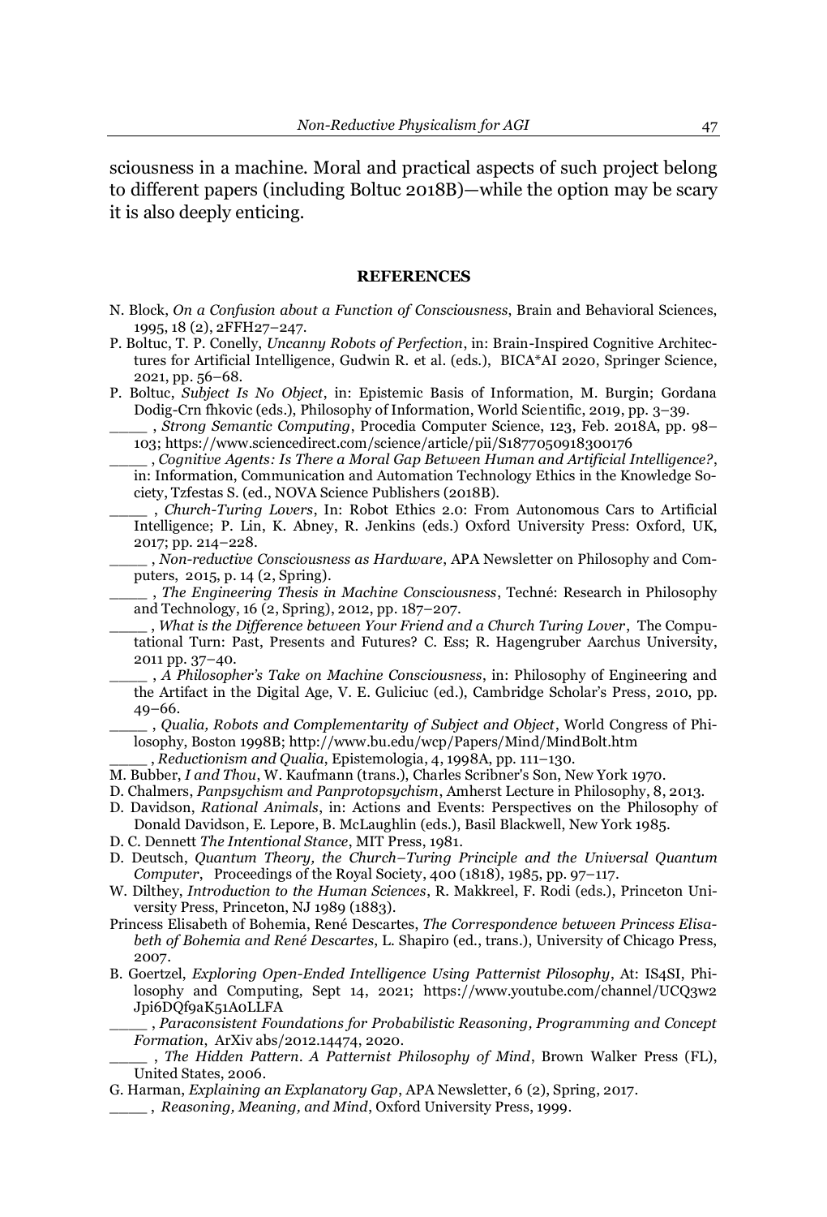sciousness in a machine. Moral and practical aspects of such project belong to different papers (including Boltuc 2018B)—while the option may be scary it is also deeply enticing.

## REFERENCES

N. Block, *On a Confusion about a Function of Consciousness*, Brain and Behavioral Sciences, 1995, 18 (2), 2FFH27–247.

P. Boltuc, T. P. Conelly, *Uncanny Robots of Perfection*, in: Brain-Inspired Cognitive Architectures for Artificial Intelligence, Gudwin R. et al. (eds.), BICA*AI 2020, Springer Science, 2021, pp. 56–68.

P. Boltuc, *Subject Is No Object*, in: Epistemic Basis of Information, M. Burgin; Gordana Dodig-Crn fhkovic (eds.), Philosophy of Information, World Scientific, 2019, pp. 3–39.

____ , *Strong Semantic Computing*, Procedia Computer Science, 123, Feb. 2018A, pp. 98–103; https://www.sciencedirect.com/science/article/pii/S1877050918300176

____ , *Cognitive Agents: Is There a Moral Gap Between Human and Artificial Intelligence?*, in: Information, Communication and Automation Technology Ethics in the Knowledge Society, Tzfestas S. (ed., NOVA Science Publishers (2018B).

____ , *Church-Turing Lovers*, In: Robot Ethics 2.0: From Autonomous Cars to Artificial Intelligence; P. Lin, K. Abney, R. Jenkins (eds.) Oxford University Press: Oxford, UK, 2017; pp. 214–228.

____ , *Non-reductive Consciousness as Hardware*, APA Newsletter on Philosophy and Computers, 2015, p. 14 (2, Spring).

____ , *The Engineering Thesis in Machine Consciousness*, Techné: Research in Philosophy and Technology, 16 (2, Spring), 2012, pp. 187–207.

____ , *What is the Difference between Your Friend and a Church Turing Lover*, The Computational Turn: Past, Presents and Futures? C. Ess; R. Hagengruber Aarchus University, 2011 pp. 37–40.

____ , *A Philosopher's Take on Machine Consciousness*, in: Philosophy of Engineering and the Artifact in the Digital Age, V. E. Guliciuc (ed.), Cambridge Scholar's Press, 2010, pp. 49–66.

____ , *Qualia, Robots and Complementarity of Subject and Object*, World Congress of Philosophy, Boston 1998B; http://www.bu.edu/wcp/Papers/Mind/MindBolt.htm

____ , *Reductionism and Qualia*, Epistemologia, 4, 1998A, pp. 111–130.

M. Bubber, *I and Thou*, W. Kaufmann (trans.), Charles Scribner's Son, New York 1970.

D. Chalmers, *Panpsychism and Panprotopsychism*, Amherst Lecture in Philosophy, 8, 2013.

D. Davidson, *Rational Animals*, in: Actions and Events: Perspectives on the Philosophy of Donald Davidson, E. Lepore, B. McLaughlin (eds.), Basil Blackwell, New York 1985.

D. C. Dennett *The Intentional Stance*, MIT Press, 1981.

D. Deutsch, *Quantum Theory, the Church–Turing Principle and the Universal Quantum Computer*, Proceedings of the Royal Society, 400 (1818), 1985, pp. 97–117.

W. Dilthey, *Introduction to the Human Sciences*, R. Makkreel, F. Rodi (eds.), Princeton University Press, Princeton, NJ 1989 (1883).

Princess Elisabeth of Bohemia, René Descartes, *The Correspondence between Princess Elisabeth of Bohemia and René Descartes*, L. Shapiro (ed., trans.), University of Chicago Press, 2007.

B. Goertzel, *Exploring Open-Ended Intelligence Using Patternist Pilosophy*, At: IS4SI, Philosophy and Computing, Sept 14, 2021; https://www.youtube.com/channel/UCQ3w2Jpi6DQf9aK51AoLLFA

____ , *Paraconsistent Foundations for Probabilistic Reasoning, Programming and Concept Formation*, ArXiv abs/2012.14474, 2020.

____ , *The Hidden Pattern. A Patternist Philosophy of Mind*, Brown Walker Press (FL), United States, 2006.

G. Harman, *Explaining an Explanatory Gap*, APA Newsletter, 6 (2), Spring, 2017.

____ , *Reasoning, Meaning, and Mind*, Oxford University Press, 1999.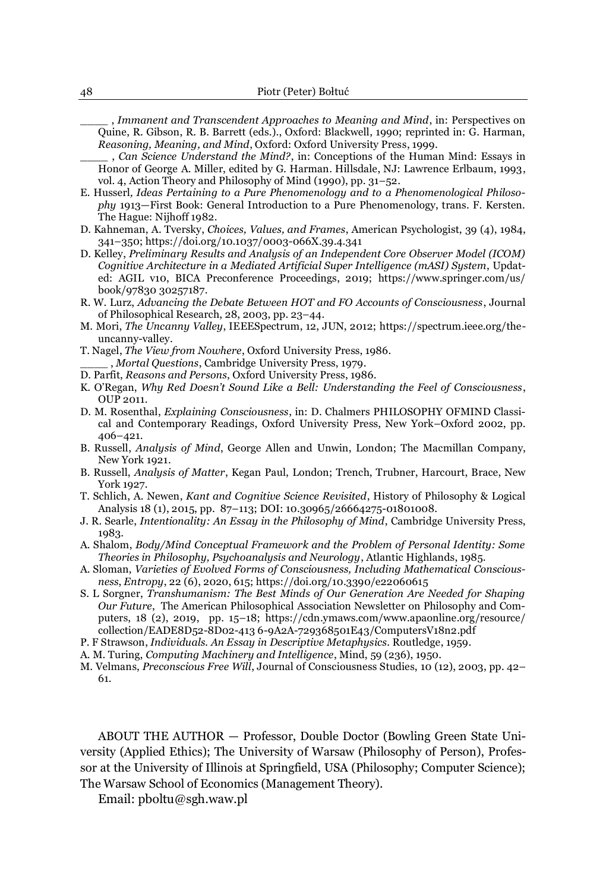____ , *Immanent and Transcendent Approaches to Meaning and Mind*, in: Perspectives on Quine, R. Gibson, R. B. Barrett (eds.)., Oxford: Blackwell, 1990; reprinted in: G. Harman, *Reasoning, Meaning, and Mind*, Oxford: Oxford University Press, 1999.

____ , *Can Science Understand the Mind?*, in: Conceptions of the Human Mind: Essays in Honor of George A. Miller, edited by G. Harman. Hillsdale, NJ: Lawrence Erlbaum, 1993, vol. 4, Action Theory and Philosophy of Mind (1990), pp. 31–52.

E. Husserl, *Ideas Pertaining to a Pure Phenomenology and to a Phenomenological Philosophy* 1913—First Book: General Introduction to a Pure Phenomenology, trans. F. Kersten. The Hague: Nijhoff 1982.

D. Kahneman, A. Tversky, *Choices, Values, and Frames*, American Psychologist, 39 (4), 1984, 341–350; https://doi.org/10.1037/0003-066X.39.4.341

D. Kelley, *Preliminary Results and Analysis of an Independent Core Observer Model (ICOM) Cognitive Architecture in a Mediated Artificial Super Intelligence (mASI) System*, Updated: AGIL v10, BICA Preconference Proceedings, 2019; https://www.springer.com/us/book/97830 30257187.

R. W. Lurz, *Advancing the Debate Between HOT and FO Accounts of Consciousness*, Journal of Philosophical Research, 28, 2003, pp. 23–44.

M. Mori, *The Uncanny Valley*, IEEESpectrum, 12, JUN, 2012; https://spectrum.ieee.org/the-uncanny-valley.

T. Nagel, *The View from Nowhere*, Oxford University Press, 1986.

____ , *Mortal Questions*, Cambridge University Press, 1979.

D. Parfit, *Reasons and Persons*, Oxford University Press, 1986.

K. O'Regan, *Why Red Doesn't Sound Like a Bell: Understanding the Feel of Consciousness*, OUP 2011.

D. M. Rosenthal, *Explaining Consciousness*, in: D. Chalmers PHILOSOPHY OFMIND Classical and Contemporary Readings, Oxford University Press, New York–Oxford 2002, pp. 406–421.

B. Russell, *Analysis of Mind*, George Allen and Unwin, London; The Macmillan Company, New York 1921.

B. Russell, *Analysis of Matter*, Kegan Paul, London; Trench, Trubner, Harcourt, Brace, New York 1927.

T. Schlich, A. Newen, *Kant and Cognitive Science Revisited*, History of Philosophy & Logical Analysis 18 (1), 2015, pp. 87–113; DOI: 10.30965/26664275-01801008.

J. R. Searle, *Intentionality: An Essay in the Philosophy of Mind*, Cambridge University Press, 1983.

A. Shalom, *Body/Mind Conceptual Framework and the Problem of Personal Identity: Some Theories in Philosophy, Psychoanalysis and Neurology*, Atlantic Highlands, 1985.

A. Sloman, *Varieties of Evolved Forms of Consciousness, Including Mathematical Consciousness*, *Entropy*, 22 (6), 2020, 615; https://doi.org/10.3390/e22060615

S. L Sorgner, *Transhumanism: The Best Minds of Our Generation Are Needed for Shaping Our Future*, The American Philosophical Association Newsletter on Philosophy and Computers, 18 (2), 2019, pp. 15–18; https://cdn.ymaws.com/www.apaonline.org/resource/collection/EADE8D52-8D02-413 6-9A2A-729368501E43/ComputersV18n2.pdf

P. F Strawson, *Individuals. An Essay in Descriptive Metaphysics*. Routledge, 1959.

A. M. Turing, *Computing Machinery and Intelligence*, Mind, 59 (236), 1950.

M. Velmans, *Preconscious Free Will*, Journal of Consciousness Studies, 10 (12), 2003, pp. 42–61.

ABOUT THE AUTHOR — Professor, Double Doctor (Bowling Green State University (Applied Ethics); The University of Warsaw (Philosophy of Person), Professor at the University of Illinois at Springfield, USA (Philosophy; Computer Science); The Warsaw School of Economics (Management Theory).

Email: pboltu@sgh.waw.pl